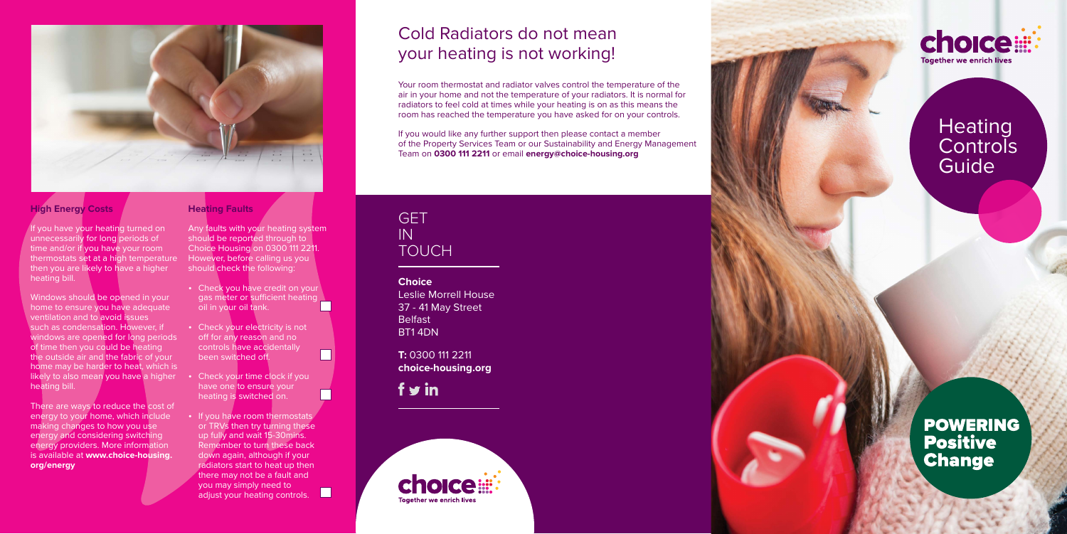## High Energy Costs

If you have your heating turned on unnecessarily for long periods of time and/or if you have your room thermostats set at a high temperature then you are likely to have a higher heating bill.

Windows should be opened in your home to ensure you have adequate ventilation and to avoid issues such as condensation. However, if windows are opened for long periods of time then you could be heating the outside air and the fabric of your home may be harder to heat, which is likely to also mean you have a higher heating bill.

There are ways to reduce the cost of energy to your home, which include making changes to how you use energy and considering switching energy providers. More information is available at **www.choice-housing.org/energy**

## Heating Faults

Any faults with your heating system should be reported through to Choice Housing on 0300 111 2211. However, before calling us you should check the following:

- Check you have credit on your gas meter or sufficient heating oil in your oil tank. ☐
- Check your electricity is not off for any reason and no controls have accidentally been switched off. ☐
- Check your time clock if you have one to ensure your heating is switched on. ☐
- If you have room thermostats or TRVs then try turning these up fully and wait 15-30mins. Remember to turn these back down again, although if your radiators start to heat up then there may not be a fault and you may simply need to adjust your heating controls. ☐

# Cold Radiators do not mean your heating is not working!

Your room thermostat and radiator valves control the temperature of the air in your home and not the temperature of your radiators. It is normal for radiators to feel cold at times while your heating is on as this means the room has reached the temperature you have asked for on your controls.

If you would like any further support then please contact a member of the Property Services Team or our Sustainability and Energy Management Team on **0300 111 2211** or email **energy@choice-housing.org**

## GET IN TOUCH

**Choice**
Leslie Morrell House
37 - 41 May Street
Belfast
BT1 4DN

**T:** 0300 111 2211
**choice-housing.org**

choice
Together we enrich lives

# Heating Controls Guide

**POWERING Positive Change**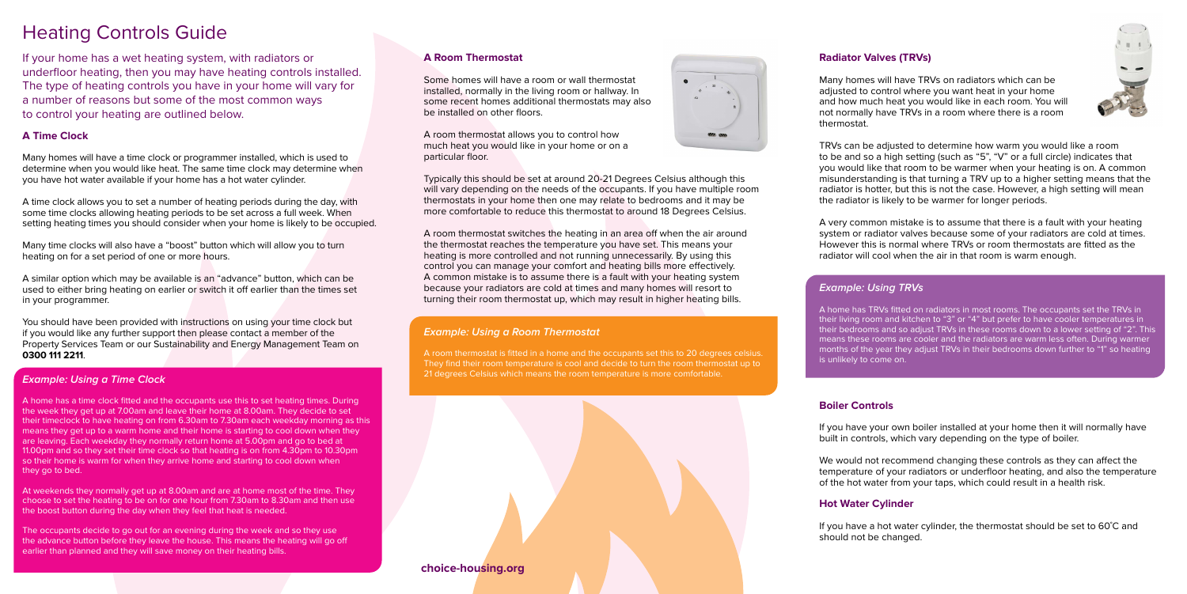# Heating Controls Guide

If your home has a wet heating system, with radiators or underfloor heating, then you may have heating controls installed. The type of heating controls you have in your home will vary for a number of reasons but some of the most common ways to control your heating are outlined below.

### A Time Clock

Many homes will have a time clock or programmer installed, which is used to determine when you would like heat. The same time clock may determine when you have hot water available if your home has a hot water cylinder.

A time clock allows you to set a number of heating periods during the day, with some time clocks allowing heating periods to be set across a full week. When setting heating times you should consider when your home is likely to be occupied.

Many time clocks will also have a "boost" button which will allow you to turn heating on for a set period of one or more hours.

A similar option which may be available is an "advance" button, which can be used to either bring heating on earlier or switch it off earlier than the times set in your programmer.

You should have been provided with instructions on using your time clock but if you would like any further support then please contact a member of the Property Services Team or our Sustainability and Energy Management Team on **0300 111 2211**.

#### *Example: Using a Time Clock*

A home has a time clock fitted and the occupants use this to set heating times. During the week they get up at 7.00am and leave their home at 8.00am. They decide to set their timeclock to have heating on from 6.30am to 7.30am each weekday morning as this means they get up to a warm home and their home is starting to cool down when they are leaving. Each weekday they normally return home at 5.00pm and go to bed at 11.00pm and so they set their time clock so that heating is on from 4.30pm to 10.30pm so their home is warm for when they arrive home and starting to cool down when they go to bed.

At weekends they normally get up at 8.00am and are at home most of the time. They choose to set the heating to be on for one hour from 7.30am to 8.30am and then use the boost button during the day when they feel that heat is needed.

The occupants decide to go out for an evening during the week and so they use the advance button before they leave the house. This means the heating will go off earlier than planned and they will save money on their heating bills.

### A Room Thermostat

Some homes will have a room or wall thermostat installed, normally in the living room or hallway. In some recent homes additional thermostats may also be installed on other floors.

A room thermostat allows you to control how much heat you would like in your home or on a particular floor.

Typically this should be set at around 20-21 Degrees Celsius although this will vary depending on the needs of the occupants. If you have multiple room thermostats in your home then one may relate to bedrooms and it may be more comfortable to reduce this thermostat to around 18 Degrees Celsius.

A room thermostat switches the heating in an area off when the air around the thermostat reaches the temperature you have set. This means your heating is more controlled and not running unnecessarily. By using this control you can manage your comfort and heating bills more effectively. A common mistake is to assume there is a fault with your heating system because your radiators are cold at times and many homes will resort to turning their room thermostat up, which may result in higher heating bills.

#### *Example: Using a Room Thermostat*

A room thermostat is fitted in a home and the occupants set this to 20 degrees celsius. They find their room temperature is cool and decide to turn the room thermostat up to 21 degrees Celsius which means the room temperature is more comfortable.

**choice-housing.org**

### Radiator Valves (TRVs)

Many homes will have TRVs on radiators which can be adjusted to control where you want heat in your home and how much heat you would like in each room. You will not normally have TRVs in a room where there is a room thermostat.

TRVs can be adjusted to determine how warm you would like a room to be and so a high setting (such as "5", "V" or a full circle) indicates that you would like that room to be warmer when your heating is on. A common misunderstanding is that turning a TRV up to a higher setting means that the radiator is hotter, but this is not the case. However, a high setting will mean the radiator is likely to be warmer for longer periods.

A very common mistake is to assume that there is a fault with your heating system or radiator valves because some of your radiators are cold at times. However this is normal where TRVs or room thermostats are fitted as the radiator will cool when the air in that room is warm enough.

#### *Example: Using TRVs*

A home has TRVs fitted on radiators in most rooms. The occupants set the TRVs in their living room and kitchen to "3" or "4" but prefer to have cooler temperatures in their bedrooms and so adjust TRVs in these rooms down to a lower setting of "2". This means these rooms are cooler and the radiators are warm less often. During warmer months of the year they adjust TRVs in their bedrooms down further to "1" so heating is unlikely to come on.

### Boiler Controls

If you have your own boiler installed at your home then it will normally have built in controls, which vary depending on the type of boiler.

We would not recommend changing these controls as they can affect the temperature of your radiators or underfloor heating, and also the temperature of the hot water from your taps, which could result in a health risk.

### Hot Water Cylinder

If you have a hot water cylinder, the thermostat should be set to 60˚C and should not be changed.